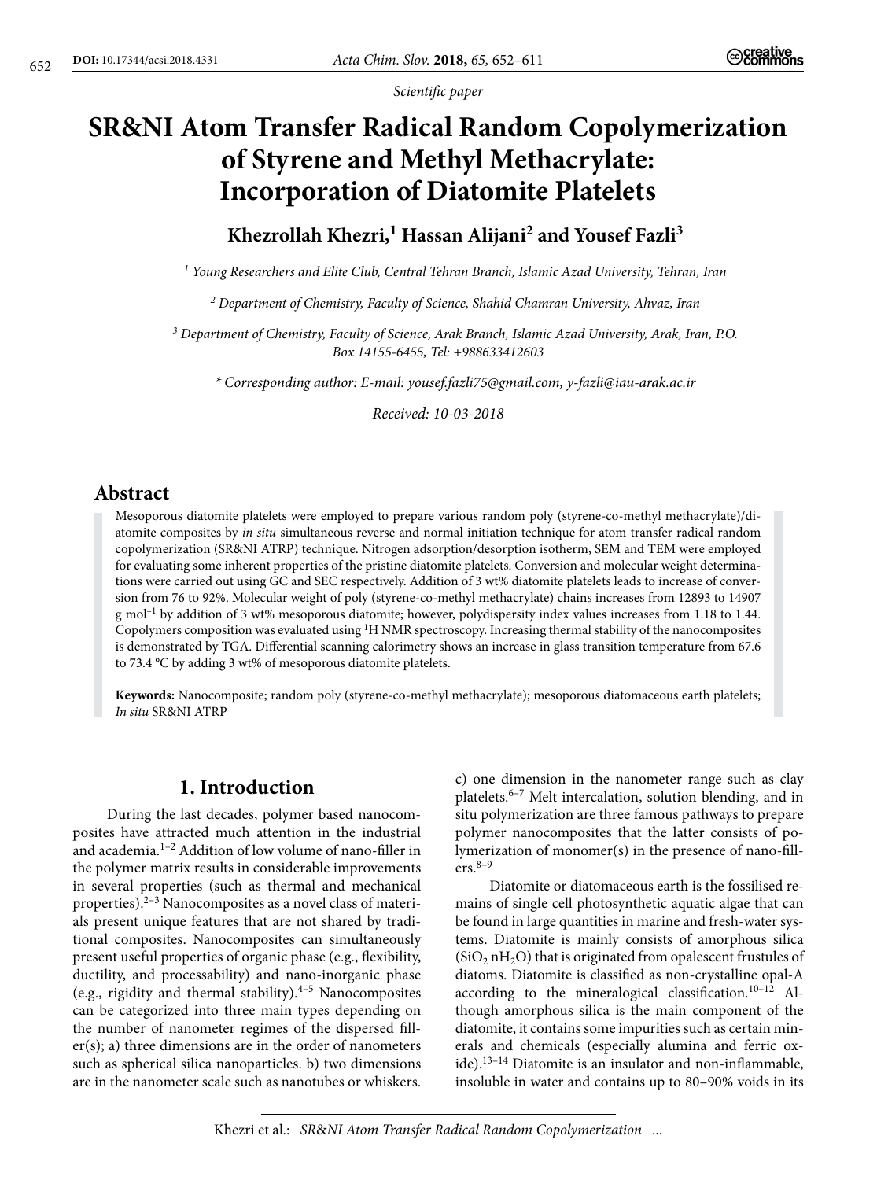*Scientific paper*

# SR&NI Atom Transfer Radical Random Copolymerization of Styrene and Methyl Methacrylate: Incorporation of Diatomite Platelets

**Khezrollah Khezri,[1] Hassan Alijani[2] and Yousef Fazli[3]**

[1] *Young Researchers and Elite Club, Central Tehran Branch, Islamic Azad University, Tehran, Iran*

[2] *Department of Chemistry, Faculty of Science, Shahid Chamran University, Ahvaz, Iran*

[3] *Department of Chemistry, Faculty of Science, Arak Branch, Islamic Azad University, Arak, Iran, P.O. Box 14155-6455, Tel: +988633412603*

*\* Corresponding author: E-mail: yousef.fazli75@gmail.com, y-fazli@iau-arak.ac.ir*

*Received: 10-03-2018*

## Abstract

Mesoporous diatomite platelets were employed to prepare various random poly (styrene-co-methyl methacrylate)/diatomite composites by *in situ* simultaneous reverse and normal initiation technique for atom transfer radical random copolymerization (SR&NI ATRP) technique. Nitrogen adsorption/desorption isotherm, SEM and TEM were employed for evaluating some inherent properties of the pristine diatomite platelets. Conversion and molecular weight determinations were carried out using GC and SEC respectively. Addition of 3 wt% diatomite platelets leads to increase of conversion from 76 to 92%. Molecular weight of poly (styrene-co-methyl methacrylate) chains increases from 12893 to 14907 g mol$^{-1}$ by addition of 3 wt% mesoporous diatomite; however, polydispersity index values increases from 1.18 to 1.44. Copolymers composition was evaluated using $^{1}$H NMR spectroscopy. Increasing thermal stability of the nanocomposites is demonstrated by TGA. Differential scanning calorimetry shows an increase in glass transition temperature from 67.6 to 73.4 °C by adding 3 wt% of mesoporous diatomite platelets.

**Keywords:** Nanocomposite; random poly (styrene-co-methyl methacrylate); mesoporous diatomaceous earth platelets; *In situ* SR&NI ATRP

## 1. Introduction

During the last decades, polymer based nanocomposites have attracted much attention in the industrial and academia.[1–2] Addition of low volume of nano-filler in the polymer matrix results in considerable improvements in several properties (such as thermal and mechanical properties).[2–3] Nanocomposites as a novel class of materials present unique features that are not shared by traditional composites. Nanocomposites can simultaneously present useful properties of organic phase (e.g., flexibility, ductility, and processability) and nano-inorganic phase (e.g., rigidity and thermal stability).[4–5] Nanocomposites can be categorized into three main types depending on the number of nanometer regimes of the dispersed filler(s); a) three dimensions are in the order of nanometers such as spherical silica nanoparticles. b) two dimensions are in the nanometer scale such as nanotubes or whiskers. c) one dimension in the nanometer range such as clay platelets.[6–7] Melt intercalation, solution blending, and in situ polymerization are three famous pathways to prepare polymer nanocomposites that the latter consists of polymerization of monomer(s) in the presence of nano-fillers.[8–9]

Diatomite or diatomaceous earth is the fossilised remains of single cell photosynthetic aquatic algae that can be found in large quantities in marine and fresh-water systems. Diatomite is mainly consists of amorphous silica ($SiO_2\ nH_2O$) that is originated from opalescent frustules of diatoms. Diatomite is classified as non-crystalline opal-A according to the mineralogical classification.[10–12] Although amorphous silica is the main component of the diatomite, it contains some impurities such as certain minerals and chemicals (especially alumina and ferric oxide).[13–14] Diatomite is an insulator and non-inflammable, insoluble in water and contains up to 80–90% voids in its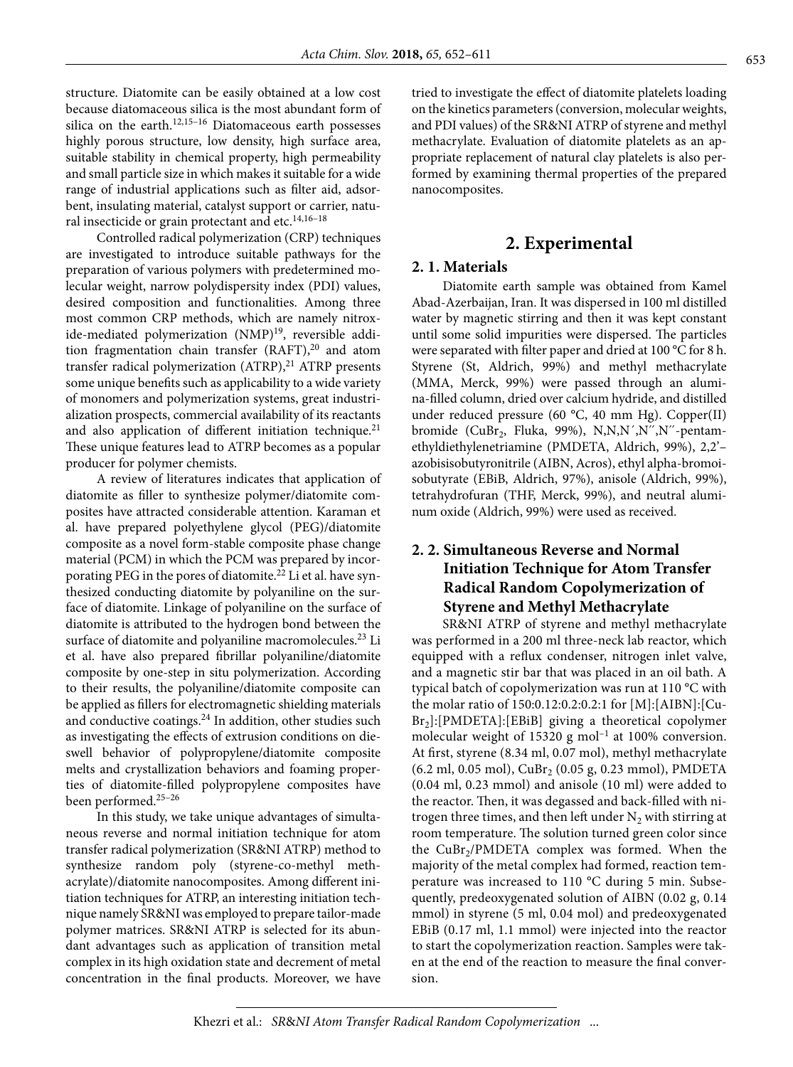structure. Diatomite can be easily obtained at a low cost because diatomaceous silica is the most abundant form of silica on the earth.[12,15–16] Diatomaceous earth possesses highly porous structure, low density, high surface area, suitable stability in chemical property, high permeability and small particle size in which makes it suitable for a wide range of industrial applications such as filter aid, adsorbent, insulating material, catalyst support or carrier, natural insecticide or grain protectant and etc.[14,16–18]

Controlled radical polymerization (CRP) techniques are investigated to introduce suitable pathways for the preparation of various polymers with predetermined molecular weight, narrow polydispersity index (PDI) values, desired composition and functionalities. Among three most common CRP methods, which are namely nitroxide-mediated polymerization (NMP)[19], reversible addition fragmentation chain transfer (RAFT),[20] and atom transfer radical polymerization (ATRP),[21] ATRP presents some unique benefits such as applicability to a wide variety of monomers and polymerization systems, great industrialization prospects, commercial availability of its reactants and also application of different initiation technique.[21] These unique features lead to ATRP becomes as a popular producer for polymer chemists.

A review of literatures indicates that application of diatomite as filler to synthesize polymer/diatomite composites have attracted considerable attention. Karaman et al. have prepared polyethylene glycol (PEG)/diatomite composite as a novel form-stable composite phase change material (PCM) in which the PCM was prepared by incorporating PEG in the pores of diatomite.[22] Li et al. have synthesized conducting diatomite by polyaniline on the surface of diatomite. Linkage of polyaniline on the surface of diatomite is attributed to the hydrogen bond between the surface of diatomite and polyaniline macromolecules.[23] Li et al. have also prepared fibrillar polyaniline/diatomite composite by one-step in situ polymerization. According to their results, the polyaniline/diatomite composite can be applied as fillers for electromagnetic shielding materials and conductive coatings.[24] In addition, other studies such as investigating the effects of extrusion conditions on die-swell behavior of polypropylene/diatomite composite melts and crystallization behaviors and foaming properties of diatomite-filled polypropylene composites have been performed.[25–26]

In this study, we take unique advantages of simultaneous reverse and normal initiation technique for atom transfer radical polymerization (SR&NI ATRP) method to synthesize random poly (styrene-co-methyl methacrylate)/diatomite nanocomposites. Among different initiation techniques for ATRP, an interesting initiation technique namely SR&NI was employed to prepare tailor-made polymer matrices. SR&NI ATRP is selected for its abundant advantages such as application of transition metal complex in its high oxidation state and decrement of metal concentration in the final products. Moreover, we have tried to investigate the effect of diatomite platelets loading on the kinetics parameters (conversion, molecular weights, and PDI values) of the SR&NI ATRP of styrene and methyl methacrylate. Evaluation of diatomite platelets as an appropriate replacement of natural clay platelets is also performed by examining thermal properties of the prepared nanocomposites.

## 2. Experimental

### 2. 1. Materials

Diatomite earth sample was obtained from Kamel Abad-Azerbaijan, Iran. It was dispersed in 100 ml distilled water by magnetic stirring and then it was kept constant until some solid impurities were dispersed. The particles were separated with filter paper and dried at 100 °C for 8 h. Styrene (St, Aldrich, 99%) and methyl methacrylate (MMA, Merck, 99%) were passed through an alumina-filled column, dried over calcium hydride, and distilled under reduced pressure (60 °C, 40 mm Hg). Copper(II) bromide ($CuBr_2$, Fluka, 99%), N,N,N′,N″,N″-pentamethyldiethylenetriamine (PMDETA, Aldrich, 99%), 2,2′–azobisisobutyronitrile (AIBN, Acros), ethyl alpha-bromoisobutyrate (EBiB, Aldrich, 97%), anisole (Aldrich, 99%), tetrahydrofuran (THF, Merck, 99%), and neutral aluminum oxide (Aldrich, 99%) were used as received.

### 2. 2. Simultaneous Reverse and Normal Initiation Technique for Atom Transfer Radical Random Copolymerization of Styrene and Methyl Methacrylate

SR&NI ATRP of styrene and methyl methacrylate was performed in a 200 ml three-neck lab reactor, which equipped with a reflux condenser, nitrogen inlet valve, and a magnetic stir bar that was placed in an oil bath. A typical batch of copolymerization was run at 110 °C with the molar ratio of 150:0.12:0.2:0.2:1 for [M]:[AIBN]:[$CuBr_2$]:[PMDETA]:[EBiB] giving a theoretical copolymer molecular weight of 15320 g mol$^{-1}$ at 100% conversion. At first, styrene (8.34 ml, 0.07 mol), methyl methacrylate (6.2 ml, 0.05 mol), $CuBr_2$ (0.05 g, 0.23 mmol), PMDETA (0.04 ml, 0.23 mmol) and anisole (10 ml) were added to the reactor. Then, it was degassed and back-filled with nitrogen three times, and then left under $N_2$ with stirring at room temperature. The solution turned green color since the $CuBr_2$/PMDETA complex was formed. When the majority of the metal complex had formed, reaction temperature was increased to 110 °C during 5 min. Subsequently, predeoxygenated solution of AIBN (0.02 g, 0.14 mmol) in styrene (5 ml, 0.04 mol) and predeoxygenated EBiB (0.17 ml, 1.1 mmol) were injected into the reactor to start the copolymerization reaction. Samples were taken at the end of the reaction to measure the final conversion.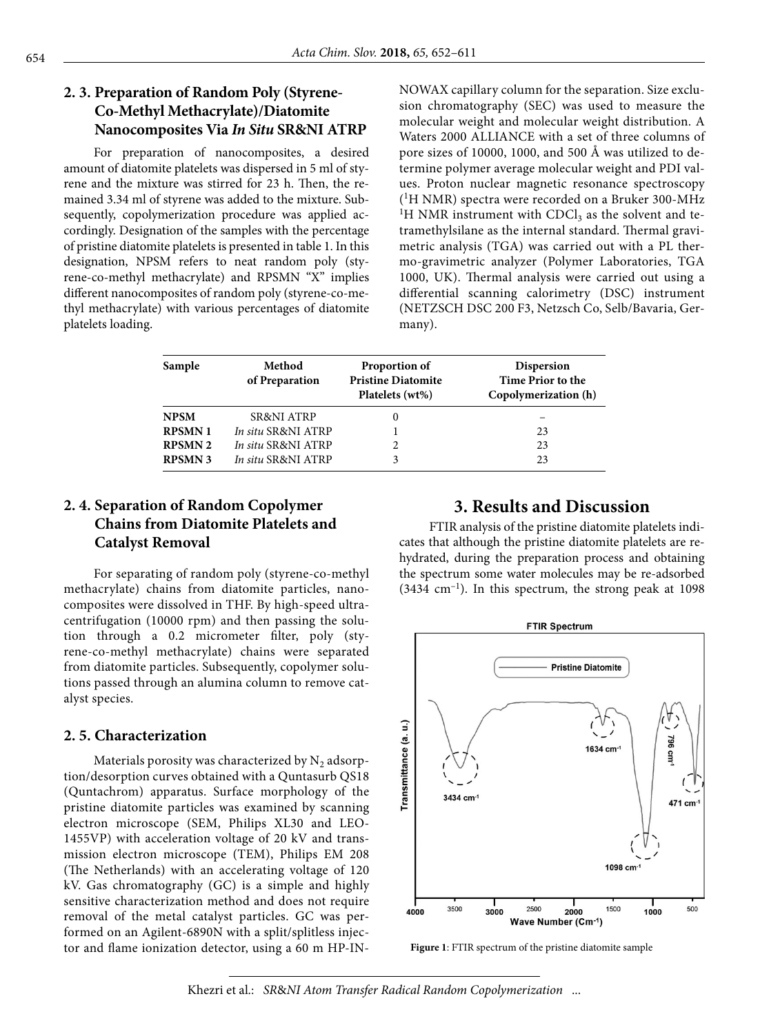### 2. 3. Preparation of Random Poly (Styrene-Co-Methyl Methacrylate)/Diatomite Nanocomposites Via *In Situ* SR&NI ATRP

For preparation of nanocomposites, a desired amount of diatomite platelets was dispersed in 5 ml of styrene and the mixture was stirred for 23 h. Then, the remained 3.34 ml of styrene was added to the mixture. Subsequently, copolymerization procedure was applied accordingly. Designation of the samples with the percentage of pristine diatomite platelets is presented in table 1. In this designation, NPSM refers to neat random poly (styrene-co-methyl methacrylate) and RPSMN "X" implies different nanocomposites of random poly (styrene-co-methyl methacrylate) with various percentages of diatomite platelets loading.

| Sample | Method of Preparation | Proportion of Pristine Diatomite Platelets (wt%) | Dispersion Time Prior to the Copolymerization (h) |
|---|---|---|---|
| **NPSM** | SR&NI ATRP | 0 | – |
| **RPSMN 1** | *In situ* SR&NI ATRP | 1 | 23 |
| **RPSMN 2** | *In situ* SR&NI ATRP | 2 | 23 |
| **RPSMN 3** | *In situ* SR&NI ATRP | 3 | 23 |

### 2. 4. Separation of Random Copolymer Chains from Diatomite Platelets and Catalyst Removal

For separating of random poly (styrene-co-methyl methacrylate) chains from diatomite particles, nanocomposites were dissolved in THF. By high-speed ultracentrifugation (10000 rpm) and then passing the solution through a 0.2 micrometer filter, poly (styrene-co-methyl methacrylate) chains were separated from diatomite particles. Subsequently, copolymer solutions passed through an alumina column to remove catalyst species.

### 2. 5. Characterization

Materials porosity was characterized by $N_2$ adsorption/desorption curves obtained with a Quntasurb QS18 (Quntachrom) apparatus. Surface morphology of the pristine diatomite particles was examined by scanning electron microscope (SEM, Philips XL30 and LEO-1455VP) with acceleration voltage of 20 kV and transmission electron microscope (TEM), Philips EM 208 (The Netherlands) with an accelerating voltage of 120 kV. Gas chromatography (GC) is a simple and highly sensitive characterization method and does not require removal of the metal catalyst particles. GC was performed on an Agilent-6890N with a split/splitless injector and flame ionization detector, using a 60 m HP-INNOWAX capillary column for the separation. Size exclusion chromatography (SEC) was used to measure the molecular weight and molecular weight distribution. A Waters 2000 ALLIANCE with a set of three columns of pore sizes of 10000, 1000, and 500 Å was utilized to determine polymer average molecular weight and PDI values. Proton nuclear magnetic resonance spectroscopy ($^1$H NMR) spectra were recorded on a Bruker 300-MHz $^1$H NMR instrument with $CDCl_3$ as the solvent and tetramethylsilane as the internal standard. Thermal gravimetric analysis (TGA) was carried out with a PL thermo-gravimetric analyzer (Polymer Laboratories, TGA 1000, UK). Thermal analysis were carried out using a differential scanning calorimetry (DSC) instrument (NETZSCH DSC 200 F3, Netzsch Co, Selb/Bavaria, Germany).

## 3. Results and Discussion

FTIR analysis of the pristine diatomite platelets indicates that although the pristine diatomite platelets are rehydrated, during the preparation process and obtaining the spectrum some water molecules may be re-adsorbed (3434 cm$^{-1}$). In this spectrum, the strong peak at 1098

**Figure 1**: FTIR spectrum of the pristine diatomite sample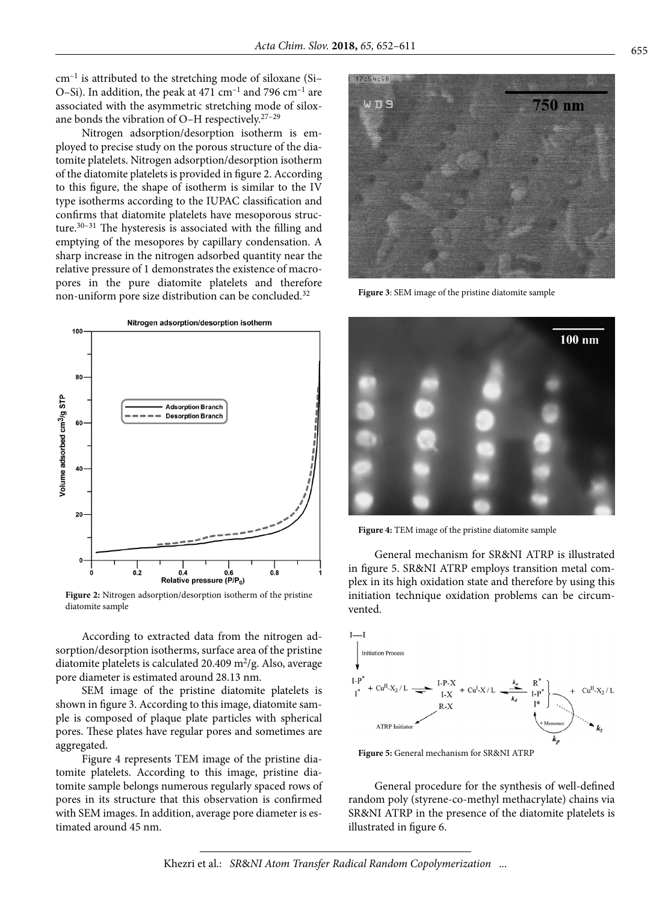cm$^{-1}$ is attributed to the stretching mode of siloxane (Si–O–Si). In addition, the peak at 471 cm$^{-1}$ and 796 cm$^{-1}$ are associated with the asymmetric stretching mode of siloxane bonds the vibration of O–H respectively.[27–29]

Nitrogen adsorption/desorption isotherm is employed to precise study on the porous structure of the diatomite platelets. Nitrogen adsorption/desorption isotherm of the diatomite platelets is provided in figure 2. According to this figure, the shape of isotherm is similar to the IV type isotherms according to the IUPAC classification and confirms that diatomite platelets have mesoporous structure.[30–31] The hysteresis is associated with the filling and emptying of the mesopores by capillary condensation. A sharp increase in the nitrogen adsorbed quantity near the relative pressure of 1 demonstrates the existence of macropores in the pure diatomite platelets and therefore non-uniform pore size distribution can be concluded.[32]

**Figure 2:** Nitrogen adsorption/desorption isotherm of the pristine diatomite sample

According to extracted data from the nitrogen adsorption/desorption isotherms, surface area of the pristine diatomite platelets is calculated 20.409 m$^2$/g. Also, average pore diameter is estimated around 28.13 nm.

SEM image of the pristine diatomite platelets is shown in figure 3. According to this image, diatomite sample is composed of plaque plate particles with spherical pores. These plates have regular pores and sometimes are aggregated.

Figure 4 represents TEM image of the pristine diatomite platelets. According to this image, pristine diatomite sample belongs numerous regularly spaced rows of pores in its structure that this observation is confirmed with SEM images. In addition, average pore diameter is estimated around 45 nm.

**Figure 3**: SEM image of the pristine diatomite sample

**Figure 4:** TEM image of the pristine diatomite sample

General mechanism for SR&NI ATRP is illustrated in figure 5. SR&NI ATRP employs transition metal complex in its high oxidation state and therefore by using this initiation technique oxidation problems can be circumvented.

**Figure 5:** General mechanism for SR&NI ATRP

General procedure for the synthesis of well-defined random poly (styrene-co-methyl methacrylate) chains via SR&NI ATRP in the presence of the diatomite platelets is illustrated in figure 6.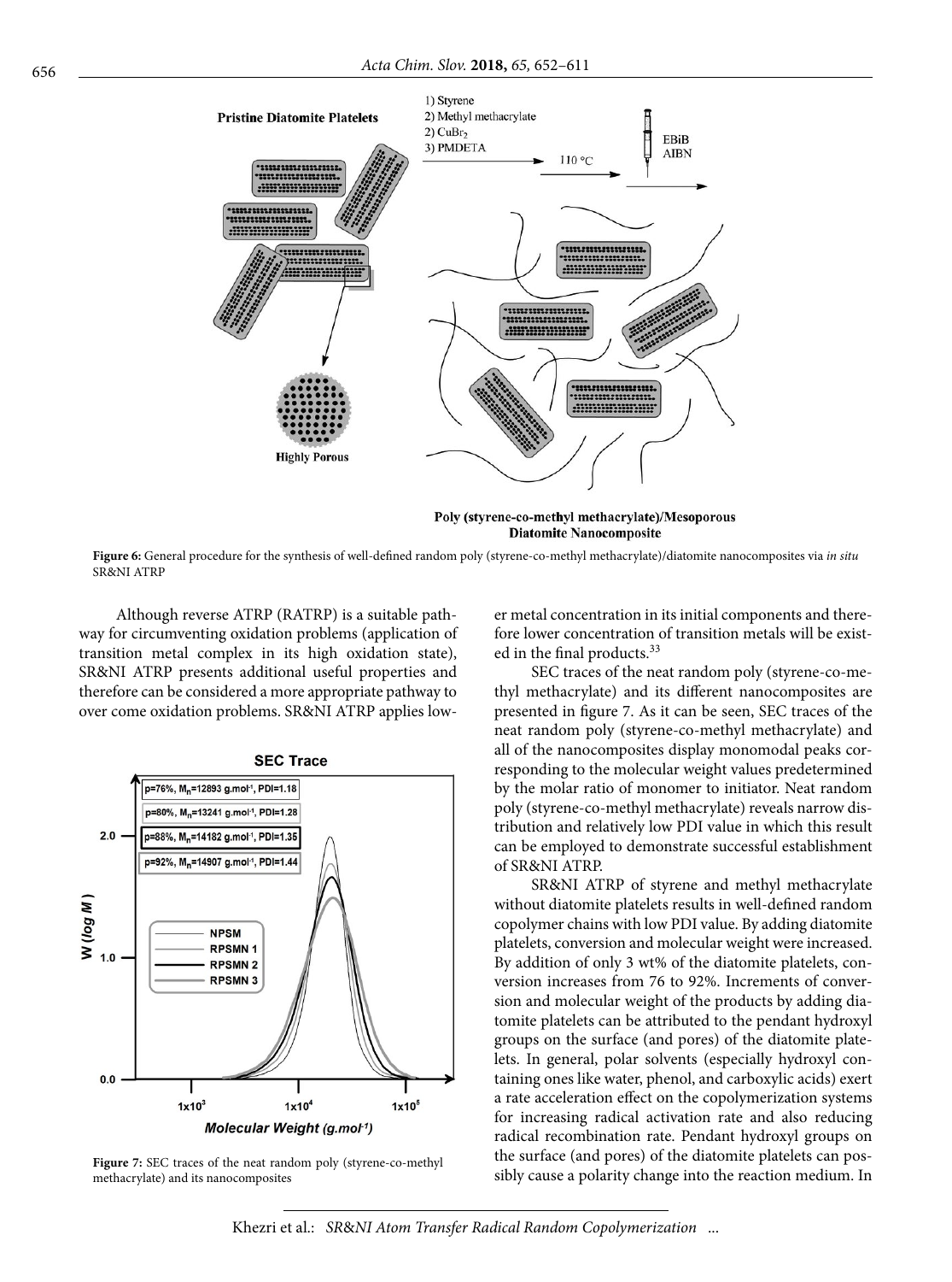**Figure 6:** General procedure for the synthesis of well-defined random poly (styrene-co-methyl methacrylate)/diatomite nanocomposites via *in situ* SR&NI ATRP

Although reverse ATRP (RATRP) is a suitable pathway for circumventing oxidation problems (application of transition metal complex in its high oxidation state), SR&NI ATRP presents additional useful properties and therefore can be considered a more appropriate pathway to over come oxidation problems. SR&NI ATRP applies lower metal concentration in its initial components and therefore lower concentration of transition metals will be existed in the final products.[33]

**Figure 7:** SEC traces of the neat random poly (styrene-co-methyl methacrylate) and its nanocomposites

SEC traces of the neat random poly (styrene-co-methyl methacrylate) and its different nanocomposites are presented in figure 7. As it can be seen, SEC traces of the neat random poly (styrene-co-methyl methacrylate) and all of the nanocomposites display monomodal peaks corresponding to the molecular weight values predetermined by the molar ratio of monomer to initiator. Neat random poly (styrene-co-methyl methacrylate) reveals narrow distribution and relatively low PDI value in which this result can be employed to demonstrate successful establishment of SR&NI ATRP.

SR&NI ATRP of styrene and methyl methacrylate without diatomite platelets results in well-defined random copolymer chains with low PDI value. By adding diatomite platelets, conversion and molecular weight were increased. By addition of only 3 wt% of the diatomite platelets, conversion increases from 76 to 92%. Increments of conversion and molecular weight of the products by adding diatomite platelets can be attributed to the pendant hydroxyl groups on the surface (and pores) of the diatomite platelets. In general, polar solvents (especially hydroxyl containing ones like water, phenol, and carboxylic acids) exert a rate acceleration effect on the copolymerization systems for increasing radical activation rate and also reducing radical recombination rate. Pendant hydroxyl groups on the surface (and pores) of the diatomite platelets can possibly cause a polarity change into the reaction medium. In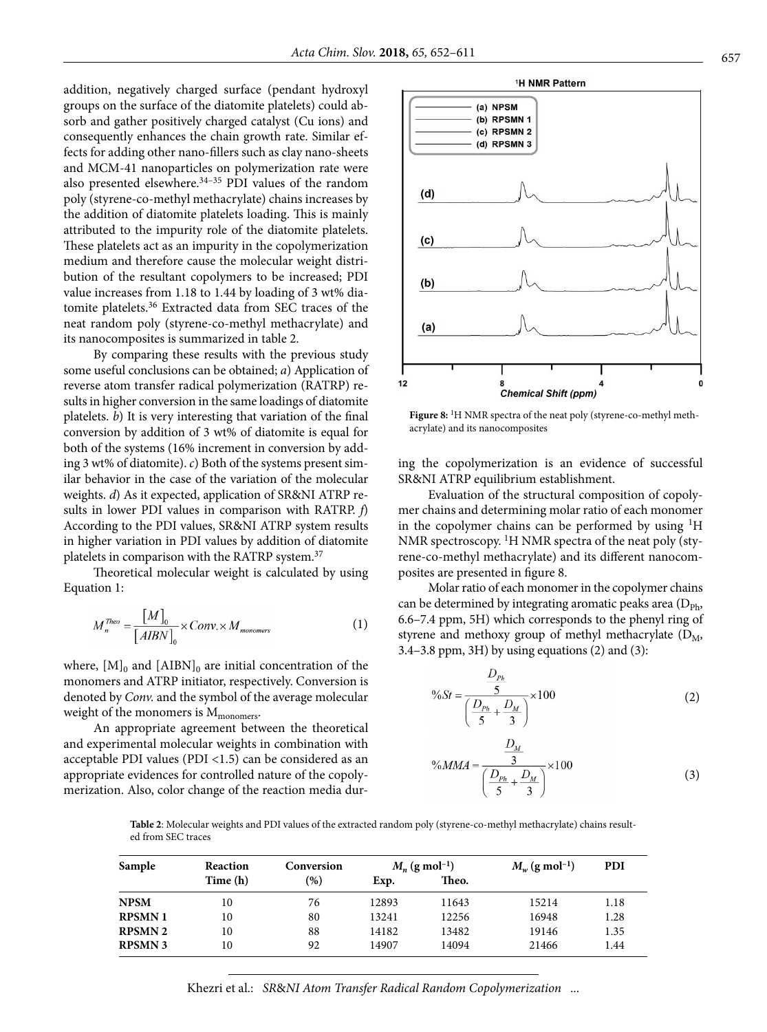addition, negatively charged surface (pendant hydroxyl groups on the surface of the diatomite platelets) could absorb and gather positively charged catalyst (Cu ions) and consequently enhances the chain growth rate. Similar effects for adding other nano-fillers such as clay nano-sheets and MCM-41 nanoparticles on polymerization rate were also presented elsewhere.[34–35] PDI values of the random poly (styrene-co-methyl methacrylate) chains increases by the addition of diatomite platelets loading. This is mainly attributed to the impurity role of the diatomite platelets. These platelets act as an impurity in the copolymerization medium and therefore cause the molecular weight distribution of the resultant copolymers to be increased; PDI value increases from 1.18 to 1.44 by loading of 3 wt% diatomite platelets.[36] Extracted data from SEC traces of the neat random poly (styrene-co-methyl methacrylate) and its nanocomposites is summarized in table 2.

By comparing these results with the previous study some useful conclusions can be obtained; *a*) Application of reverse atom transfer radical polymerization (RATRP) results in higher conversion in the same loadings of diatomite platelets. *b*) It is very interesting that variation of the final conversion by addition of 3 wt% of diatomite is equal for both of the systems (16% increment in conversion by adding 3 wt% of diatomite). *c*) Both of the systems present similar behavior in the case of the variation of the molecular weights. *d*) As it expected, application of SR&NI ATRP results in lower PDI values in comparison with RATRP. *f*) According to the PDI values, SR&NI ATRP system results in higher variation in PDI values by addition of diatomite platelets in comparison with the RATRP system.[37]

Theoretical molecular weight is calculated by using Equation 1:

$$M_n^{Theo} = \frac{[M]_0}{[AIBN]_0} \times Conv. \times M_{monomers} \tag{1}$$

where, $[M]_0$ and $[AIBN]_0$ are initial concentration of the monomers and ATRP initiator, respectively. Conversion is denoted by *Conv.* and the symbol of the average molecular weight of the monomers is $M_{monomers}$.

An appropriate agreement between the theoretical and experimental molecular weights in combination with acceptable PDI values (PDI <1.5) can be considered as an appropriate evidences for controlled nature of the copolymerization. Also, color change of the reaction media during the copolymerization is an evidence of successful SR&NI ATRP equilibrium establishment.

**Figure 8:** $^1$H NMR spectra of the neat poly (styrene-co-methyl methacrylate) and its nanocomposites

Evaluation of the structural composition of copolymer chains and determining molar ratio of each monomer in the copolymer chains can be performed by using $^1$H NMR spectroscopy. $^1$H NMR spectra of the neat poly (styrene-co-methyl methacrylate) and its different nanocomposites are presented in figure 8.

Molar ratio of each monomer in the copolymer chains can be determined by integrating aromatic peaks area ($D_{Ph}$, 6.6–7.4 ppm, 5H) which corresponds to the phenyl ring of styrene and methoxy group of methyl methacrylate ($D_M$, 3.4–3.8 ppm, 3H) by using equations (2) and (3):

$$\%St = \frac{\frac{D_{Ph}}{5}}{\left(\frac{D_{Ph}}{5} + \frac{D_M}{3}\right)} \times 100 \tag{2}$$

$$\%MMA = \frac{\frac{D_M}{3}}{\left(\frac{D_{Ph}}{5} + \frac{D_M}{3}\right)} \times 100 \tag{3}$$

**Table 2**: Molecular weights and PDI values of the extracted random poly (styrene-co-methyl methacrylate) chains resulted from SEC traces

| Sample | Reaction Time (h) | Conversion (%) | $M_n$ (g mol$^{-1}$) Exp. | $M_n$ (g mol$^{-1}$) Theo. | $M_w$ (g mol$^{-1}$) | PDI |
|---|---|---|---|---|---|---|
| **NPSM** | 10 | 76 | 12893 | 11643 | 15214 | 1.18 |
| **RPSMN 1** | 10 | 80 | 13241 | 12256 | 16948 | 1.28 |
| **RPSMN 2** | 10 | 88 | 14182 | 13482 | 19146 | 1.35 |
| **RPSMN 3** | 10 | 92 | 14907 | 14094 | 21466 | 1.44 |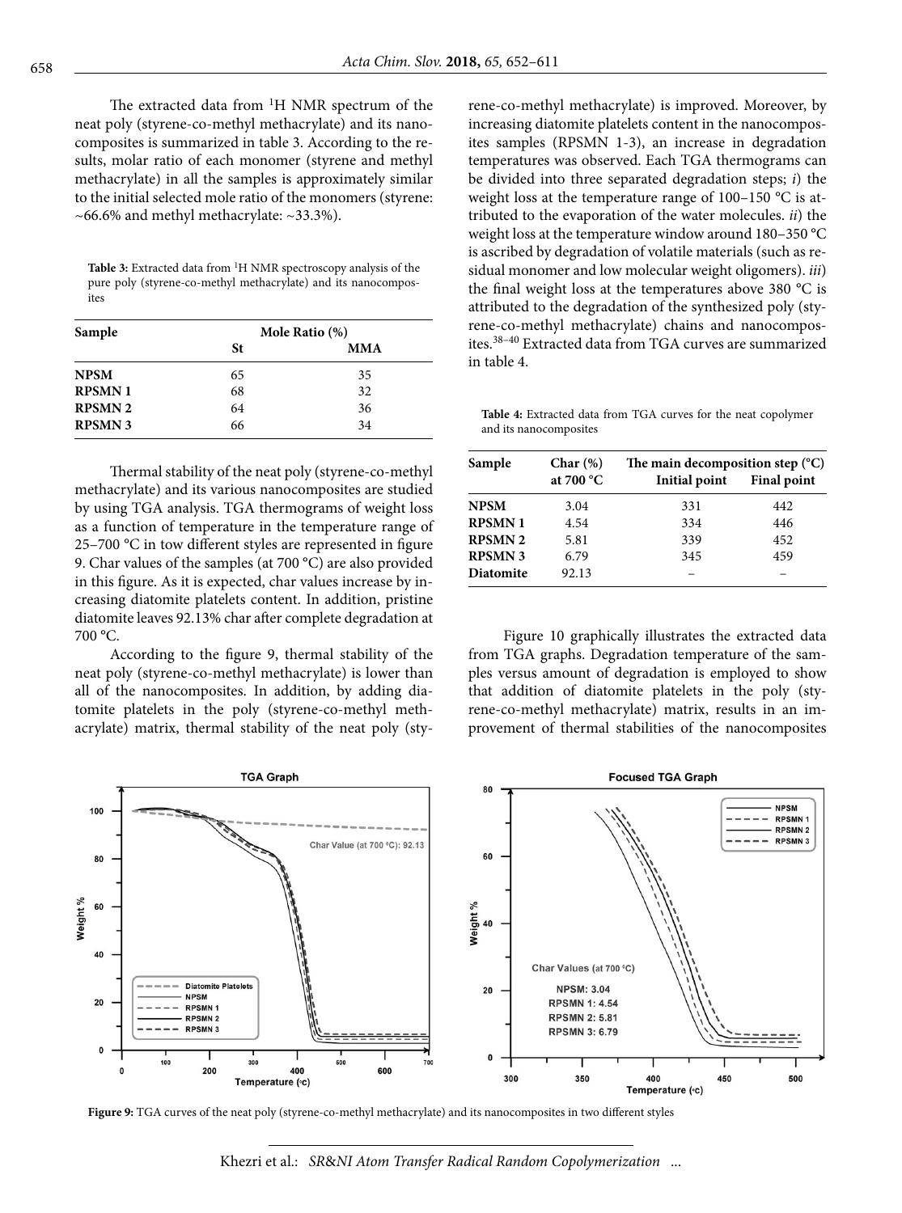The extracted data from $^1$H NMR spectrum of the neat poly (styrene-co-methyl methacrylate) and its nanocomposites is summarized in table 3. According to the results, molar ratio of each monomer (styrene and methyl methacrylate) in all the samples is approximately similar to the initial selected mole ratio of the monomers (styrene: ~66.6% and methyl methacrylate: ~33.3%).

**Table 3:** Extracted data from $^1$H NMR spectroscopy analysis of the pure poly (styrene-co-methyl methacrylate) and its nanocomposites

| Sample | Mole Ratio (%) | |
|---|---|---|
| | St | MMA |
| **NPSM** | 65 | 35 |
| **RPSMN 1** | 68 | 32 |
| **RPSMN 2** | 64 | 36 |
| **RPSMN 3** | 66 | 34 |

Thermal stability of the neat poly (styrene-co-methyl methacrylate) and its various nanocomposites are studied by using TGA analysis. TGA thermograms of weight loss as a function of temperature in the temperature range of 25–700 °C in tow different styles are represented in figure 9. Char values of the samples (at 700 °C) are also provided in this figure. As it is expected, char values increase by increasing diatomite platelets content. In addition, pristine diatomite leaves 92.13% char after complete degradation at 700 °C.

According to the figure 9, thermal stability of the neat poly (styrene-co-methyl methacrylate) is lower than all of the nanocomposites. In addition, by adding diatomite platelets in the poly (styrene-co-methyl methacrylate) matrix, thermal stability of the neat poly (styrene-co-methyl methacrylate) is improved. Moreover, by increasing diatomite platelets content in the nanocomposites samples (RPSMN 1-3), an increase in degradation temperatures was observed. Each TGA thermograms can be divided into three separated degradation steps; *i*) the weight loss at the temperature range of 100–150 °C is attributed to the evaporation of the water molecules. *ii*) the weight loss at the temperature window around 180–350 °C is ascribed by degradation of volatile materials (such as residual monomer and low molecular weight oligomers). *iii*) the final weight loss at the temperatures above 380 °C is attributed to the degradation of the synthesized poly (styrene-co-methyl methacrylate) chains and nanocomposites.[38–40] Extracted data from TGA curves are summarized in table 4.

**Table 4:** Extracted data from TGA curves for the neat copolymer and its nanocomposites

| Sample | Char (%) at 700 °C | The main decomposition step (°C) | |
|---|---|---|---|
| | | Initial point | Final point |
| **NPSM** | 3.04 | 331 | 442 |
| **RPSMN 1** | 4.54 | 334 | 446 |
| **RPSMN 2** | 5.81 | 339 | 452 |
| **RPSMN 3** | 6.79 | 345 | 459 |
| **Diatomite** | 92.13 | – | – |

Figure 10 graphically illustrates the extracted data from TGA graphs. Degradation temperature of the samples versus amount of degradation is employed to show that addition of diatomite platelets in the poly (styrene-co-methyl methacrylate) matrix, results in an improvement of thermal stabilities of the nanocomposites

**Figure 9:** TGA curves of the neat poly (styrene-co-methyl methacrylate) and its nanocomposites in two different styles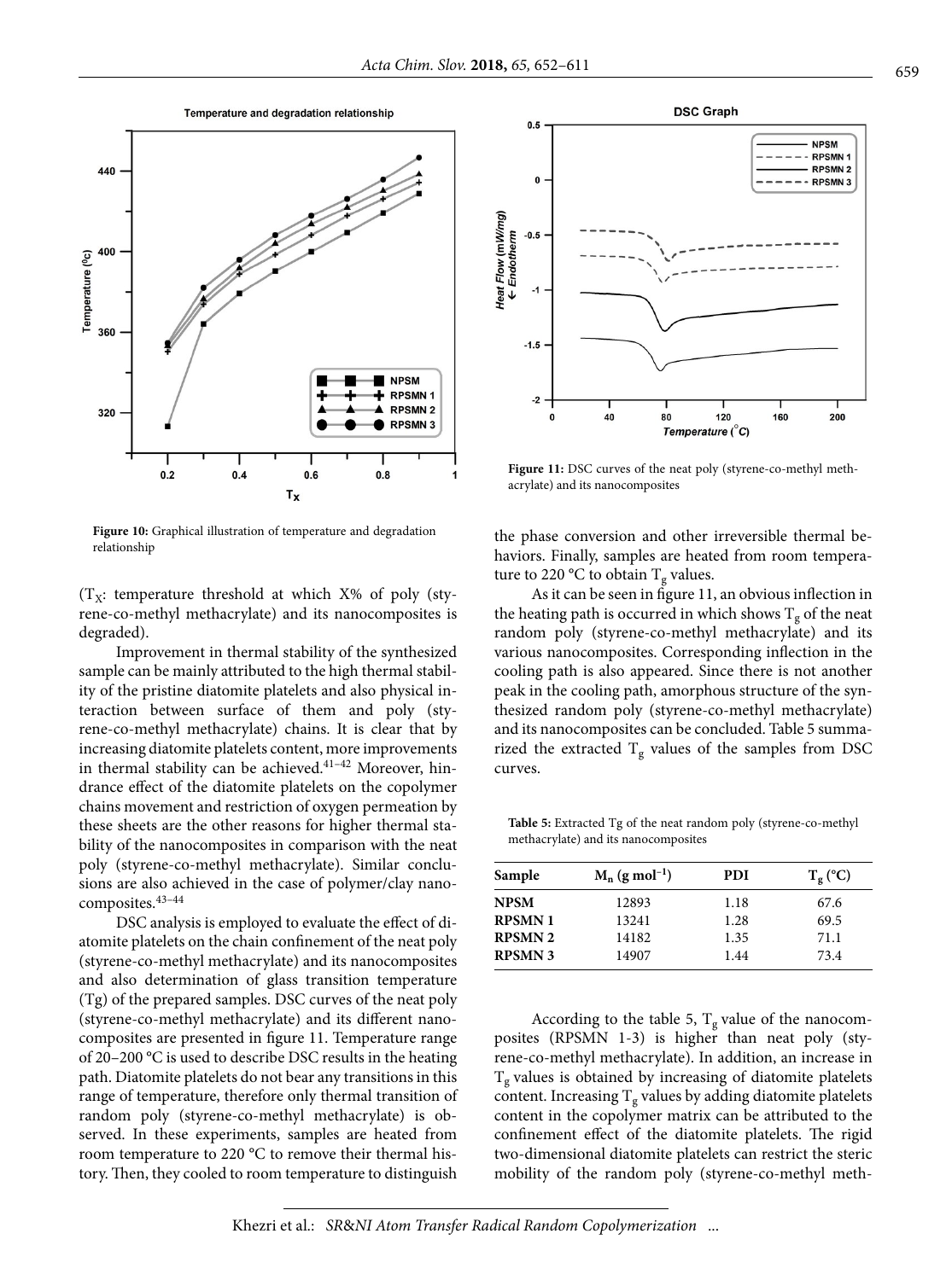Figure 10: Graphical illustration of temperature and degradation relationship

($T_X$: temperature threshold at which X% of poly (styrene-co-methyl methacrylate) and its nanocomposites is degraded).

Improvement in thermal stability of the synthesized sample can be mainly attributed to the high thermal stability of the pristine diatomite platelets and also physical interaction between surface of them and poly (styrene-co-methyl methacrylate) chains. It is clear that by increasing diatomite platelets content, more improvements in thermal stability can be achieved.[41–42] Moreover, hindrance effect of the diatomite platelets on the copolymer chains movement and restriction of oxygen permeation by these sheets are the other reasons for higher thermal stability of the nanocomposites in comparison with the neat poly (styrene-co-methyl methacrylate). Similar conclusions are also achieved in the case of polymer/clay nanocomposites.[43–44]

DSC analysis is employed to evaluate the effect of diatomite platelets on the chain confinement of the neat poly (styrene-co-methyl methacrylate) and its nanocomposites and also determination of glass transition temperature (Tg) of the prepared samples. DSC curves of the neat poly (styrene-co-methyl methacrylate) and its different nanocomposites are presented in figure 11. Temperature range of 20–200 °C is used to describe DSC results in the heating path. Diatomite platelets do not bear any transitions in this range of temperature, therefore only thermal transition of random poly (styrene-co-methyl methacrylate) is observed. In these experiments, samples are heated from room temperature to 220 °C to remove their thermal history. Then, they cooled to room temperature to distinguish the phase conversion and other irreversible thermal behaviors. Finally, samples are heated from room temperature to 220 °C to obtain $T_g$ values.

Figure 11: DSC curves of the neat poly (styrene-co-methyl methacrylate) and its nanocomposites

As it can be seen in figure 11, an obvious inflection in the heating path is occurred in which shows $T_g$ of the neat random poly (styrene-co-methyl methacrylate) and its various nanocomposites. Corresponding inflection in the cooling path is also appeared. Since there is not another peak in the cooling path, amorphous structure of the synthesized random poly (styrene-co-methyl methacrylate) and its nanocomposites can be concluded. Table 5 summarized the extracted $T_g$ values of the samples from DSC curves.

**Table 5:** Extracted Tg of the neat random poly (styrene-co-methyl methacrylate) and its nanocomposites

| Sample | $M_n$ (g mol$^{-1}$) | PDI | $T_g$ (°C) |
|---|---|---|---|
| **NPSM** | 12893 | 1.18 | 67.6 |
| **RPSMN 1** | 13241 | 1.28 | 69.5 |
| **RPSMN 2** | 14182 | 1.35 | 71.1 |
| **RPSMN 3** | 14907 | 1.44 | 73.4 |

According to the table 5, $T_g$ value of the nanocomposites (RPSMN 1-3) is higher than neat poly (styrene-co-methyl methacrylate). In addition, an increase in $T_g$ values is obtained by increasing of diatomite platelets content. Increasing $T_g$ values by adding diatomite platelets content in the copolymer matrix can be attributed to the confinement effect of the diatomite platelets. The rigid two-dimensional diatomite platelets can restrict the steric mobility of the random poly (styrene-co-methyl meth-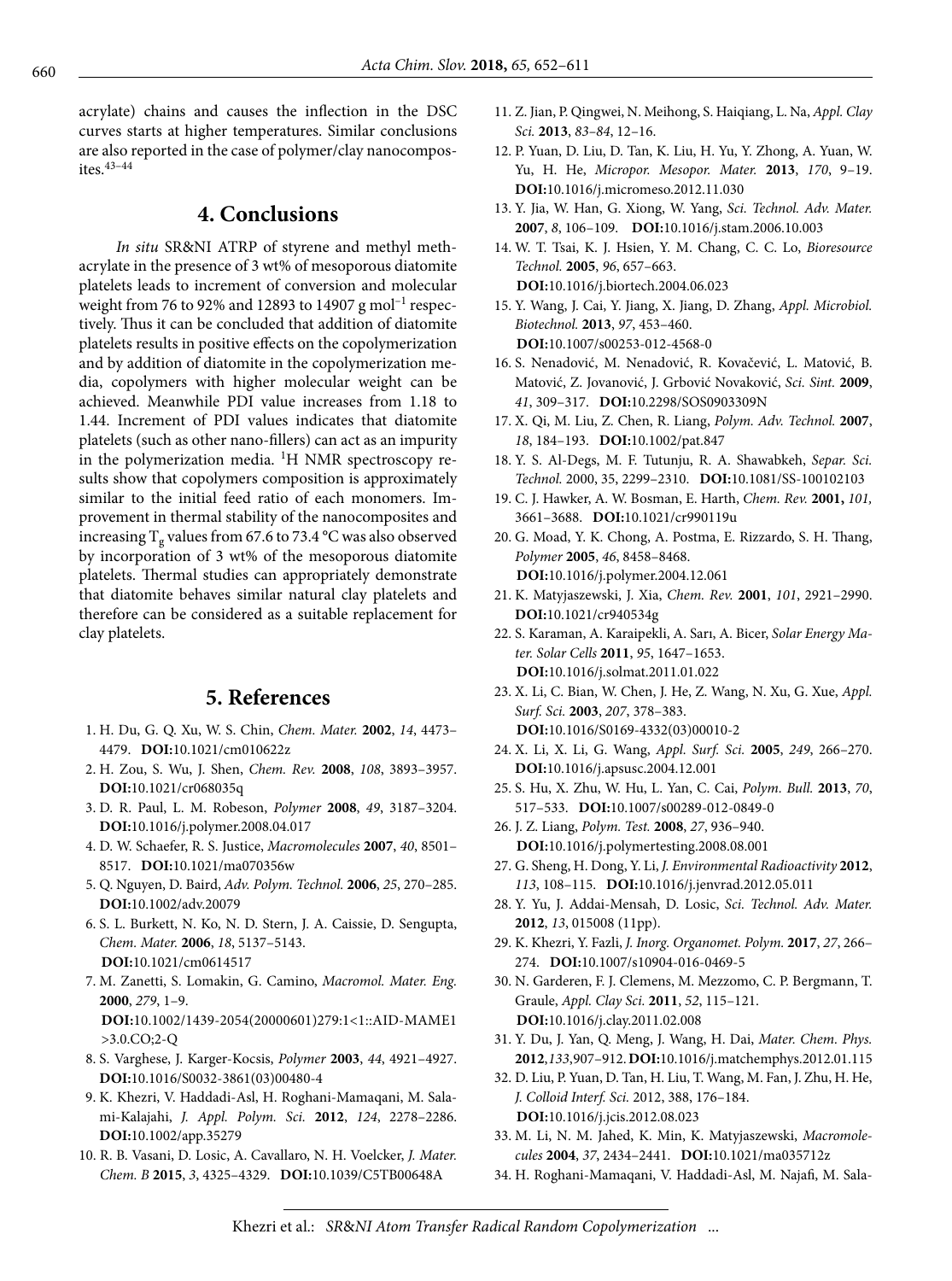acrylate) chains and causes the inflection in the DSC curves starts at higher temperatures. Similar conclusions are also reported in the case of polymer/clay nanocomposites.[43–44]

## 4. Conclusions

*In situ* SR&NI ATRP of styrene and methyl methacrylate in the presence of 3 wt% of mesoporous diatomite platelets leads to increment of conversion and molecular weight from 76 to 92% and 12893 to 14907 g mol$^{-1}$ respectively. Thus it can be concluded that addition of diatomite platelets results in positive effects on the copolymerization and by addition of diatomite in the copolymerization media, copolymers with higher molecular weight can be achieved. Meanwhile PDI value increases from 1.18 to 1.44. Increment of PDI values indicates that diatomite platelets (such as other nano-fillers) can act as an impurity in the polymerization media. $^{1}$H NMR spectroscopy results show that copolymers composition is approximately similar to the initial feed ratio of each monomers. Improvement in thermal stability of the nanocomposites and increasing $T_g$ values from 67.6 to 73.4 °C was also observed by incorporation of 3 wt% of the mesoporous diatomite platelets. Thermal studies can appropriately demonstrate that diatomite behaves similar natural clay platelets and therefore can be considered as a suitable replacement for clay platelets.

## 5. References

1. H. Du, G. Q. Xu, W. S. Chin, *Chem. Mater.* **2002**, *14*, 4473–4479. **DOI:**10.1021/cm010622z
2. H. Zou, S. Wu, J. Shen, *Chem. Rev.* **2008**, *108*, 3893–3957. **DOI:**10.1021/cr068035q
3. D. R. Paul, L. M. Robeson, *Polymer* **2008**, *49*, 3187–3204. **DOI:**10.1016/j.polymer.2008.04.017
4. D. W. Schaefer, R. S. Justice, *Macromolecules* **2007**, *40*, 8501–8517. **DOI:**10.1021/ma070356w
5. Q. Nguyen, D. Baird, *Adv. Polym. Technol.* **2006**, *25*, 270–285. **DOI:**10.1002/adv.20079
6. S. L. Burkett, N. Ko, N. D. Stern, J. A. Caissie, D. Sengupta, *Chem. Mater.* **2006**, *18*, 5137–5143. **DOI:**10.1021/cm0614517
7. M. Zanetti, S. Lomakin, G. Camino, *Macromol. Mater. Eng.* **2000**, *279*, 1–9. **DOI:**10.1002/1439-2054(20000601)279:1<1::AID-MAME1>3.0.CO;2-Q
8. S. Varghese, J. Karger-Kocsis, *Polymer* **2003**, *44*, 4921–4927. **DOI:**10.1016/S0032-3861(03)00480-4
9. K. Khezri, V. Haddadi-Asl, H. Roghani-Mamaqani, M. Salami-Kalajahi, *J. Appl. Polym. Sci.* **2012**, *124*, 2278–2286. **DOI:**10.1002/app.35279
10. R. B. Vasani, D. Losic, A. Cavallaro, N. H. Voelcker, *J. Mater. Chem. B* **2015**, *3*, 4325–4329. **DOI:**10.1039/C5TB00648A
11. Z. Jian, P. Qingwei, N. Meihong, S. Haiqiang, L. Na, *Appl. Clay Sci.* **2013**, *83–84*, 12–16.
12. P. Yuan, D. Liu, D. Tan, K. Liu, H. Yu, Y. Zhong, A. Yuan, W. Yu, H. He, *Micropor. Mesopor. Mater.* **2013**, *170*, 9–19. **DOI:**10.1016/j.micromeso.2012.11.030
13. Y. Jia, W. Han, G. Xiong, W. Yang, *Sci. Technol. Adv. Mater.* **2007**, *8*, 106–109. **DOI:**10.1016/j.stam.2006.10.003
14. W. T. Tsai, K. J. Hsien, Y. M. Chang, C. C. Lo, *Bioresource Technol.* **2005**, *96*, 657–663. **DOI:**10.1016/j.biortech.2004.06.023
15. Y. Wang, J. Cai, Y. Jiang, X. Jiang, D. Zhang, *Appl. Microbiol. Biotechnol.* **2013**, *97*, 453–460. **DOI:**10.1007/s00253-012-4568-0
16. S. Nenadović, M. Nenadović, R. Kovačević, L. Matović, B. Matović, Z. Jovanović, J. Grbović Novaković, *Sci. Sint.* **2009**, *41*, 309–317. **DOI:**10.2298/SOS0903309N
17. X. Qi, M. Liu, Z. Chen, R. Liang, *Polym. Adv. Technol.* **2007**, *18*, 184–193. **DOI:**10.1002/pat.847
18. Y. S. Al-Degs, M. F. Tutunju, R. A. Shawabkeh, *Separ. Sci. Technol.* 2000, 35, 2299–2310. **DOI:**10.1081/SS-100102103
19. C. J. Hawker, A. W. Bosman, E. Harth, *Chem. Rev.* **2001,** *101,* 3661–3688. **DOI:**10.1021/cr990119u
20. G. Moad, Y. K. Chong, A. Postma, E. Rizzardo, S. H. Thang, *Polymer* **2005**, *46*, 8458–8468. **DOI:**10.1016/j.polymer.2004.12.061
21. K. Matyjaszewski, J. Xia, *Chem. Rev.* **2001**, *101*, 2921–2990. **DOI:**10.1021/cr940534g
22. S. Karaman, A. Karaipekli, A. Sarı, A. Bicer, *Solar Energy Mater. Solar Cells* **2011**, *95*, 1647–1653. **DOI:**10.1016/j.solmat.2011.01.022
23. X. Li, C. Bian, W. Chen, J. He, Z. Wang, N. Xu, G. Xue, *Appl. Surf. Sci.* **2003**, *207*, 378–383. **DOI:**10.1016/S0169-4332(03)00010-2
24. X. Li, X. Li, G. Wang, *Appl. Surf. Sci.* **2005**, *249*, 266–270. **DOI:**10.1016/j.apsusc.2004.12.001
25. S. Hu, X. Zhu, W. Hu, L. Yan, C. Cai, *Polym. Bull.* **2013**, *70*, 517–533. **DOI:**10.1007/s00289-012-0849-0
26. J. Z. Liang, *Polym. Test.* **2008**, *27*, 936–940. **DOI:**10.1016/j.polymertesting.2008.08.001
27. G. Sheng, H. Dong, Y. Li, *J. Environmental Radioactivity* **2012**, *113*, 108–115. **DOI:**10.1016/j.jenvrad.2012.05.011
28. Y. Yu, J. Addai-Mensah, D. Losic, *Sci. Technol. Adv. Mater.* **2012**, *13*, 015008 (11pp).
29. K. Khezri, Y. Fazli, *J. Inorg. Organomet. Polym.* **2017**, *27*, 266–274. **DOI:**10.1007/s10904-016-0469-5
30. N. Garderen, F. J. Clemens, M. Mezzomo, C. P. Bergmann, T. Graule, *Appl. Clay Sci.* **2011**, *52*, 115–121. **DOI:**10.1016/j.clay.2011.02.008
31. Y. Du, J. Yan, Q. Meng, J. Wang, H. Dai, *Mater. Chem. Phys.* **2012**,*133*,907–912. **DOI:**10.1016/j.matchemphys.2012.01.115
32. D. Liu, P. Yuan, D. Tan, H. Liu, T. Wang, M. Fan, J. Zhu, H. He, *J. Colloid Interf. Sci.* 2012, 388, 176–184. **DOI:**10.1016/j.jcis.2012.08.023
33. M. Li, N. M. Jahed, K. Min, K. Matyjaszewski, *Macromolecules* **2004**, *37*, 2434–2441. **DOI:**10.1021/ma035712z
34. H. Roghani-Mamaqani, V. Haddadi-Asl, M. Najafi, M. Sala-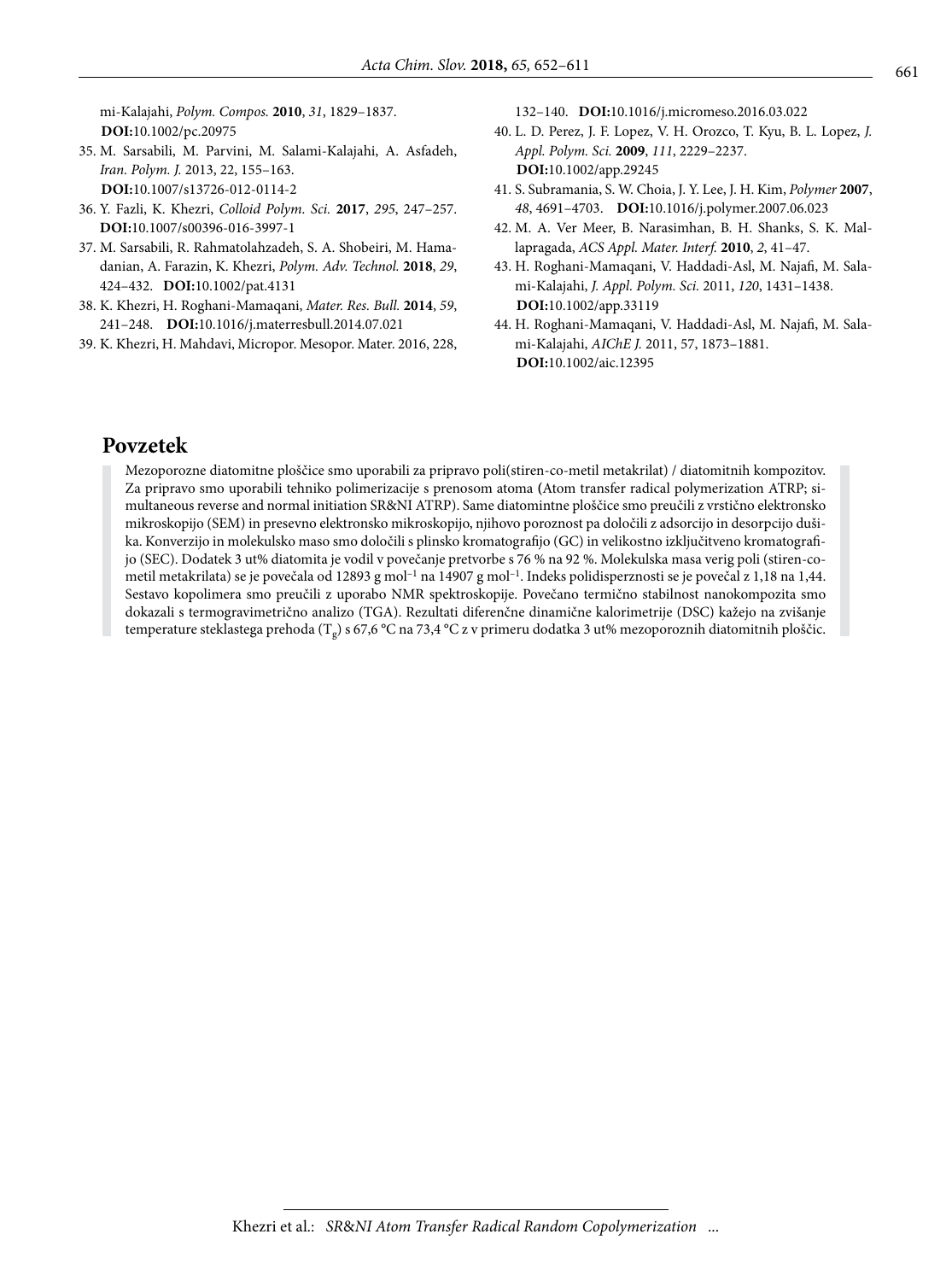mi-Kalajahi, *Polym. Compos.* **2010**, *31*, 1829–1837. **DOI:**10.1002/pc.20975

35. M. Sarsabili, M. Parvini, M. Salami-Kalajahi, A. Asfadeh, *Iran. Polym. J.* 2013, 22, 155–163. **DOI:**10.1007/s13726-012-0114-2
36. Y. Fazli, K. Khezri, *Colloid Polym. Sci.* **2017**, *295*, 247–257. **DOI:**10.1007/s00396-016-3997-1
37. M. Sarsabili, R. Rahmatolahzadeh, S. A. Shobeiri, M. Hamadanian, A. Farazin, K. Khezri, *Polym. Adv. Technol.* **2018**, *29*, 424–432. **DOI:**10.1002/pat.4131
38. K. Khezri, H. Roghani-Mamaqani, *Mater. Res. Bull.* **2014**, *59*, 241–248. **DOI:**10.1016/j.materresbull.2014.07.021
39. K. Khezri, H. Mahdavi, Micropor. Mesopor. Mater. 2016, 228, 132–140. **DOI:**10.1016/j.micromeso.2016.03.022
40. L. D. Perez, J. F. Lopez, V. H. Orozco, T. Kyu, B. L. Lopez, *J. Appl. Polym. Sci.* **2009**, *111*, 2229–2237. **DOI:**10.1002/app.29245
41. S. Subramania, S. W. Choia, J. Y. Lee, J. H. Kim, *Polymer* **2007**, *48*, 4691–4703. **DOI:**10.1016/j.polymer.2007.06.023
42. M. A. Ver Meer, B. Narasimhan, B. H. Shanks, S. K. Mallapragada, *ACS Appl. Mater. Interf.* **2010**, *2*, 41–47.
43. H. Roghani-Mamaqani, V. Haddadi-Asl, M. Najafi, M. Salami-Kalajahi, *J. Appl. Polym. Sci.* 2011, *120*, 1431–1438. **DOI:**10.1002/app.33119
44. H. Roghani-Mamaqani, V. Haddadi-Asl, M. Najafi, M. Salami-Kalajahi, *AIChE J.* 2011, 57, 1873–1881. **DOI:**10.1002/aic.12395

## Povzetek

Mezoporozne diatomitne ploščice smo uporabili za pripravo poli(stiren-co-metil metakrilat) / diatomitnih kompozitov. Za pripravo smo uporabili tehniko polimerizacije s prenosom atoma (Atom transfer radical polymerization ATRP; simultaneous reverse and normal initiation SR&NI ATRP). Same diatomintne ploščice smo preučili z vrstično elektronsko mikroskopijo (SEM) in presevno elektronsko mikroskopijo, njihovo poroznost pa določili z adsorcijo in desorpcijo dušika. Konverzijo in molekulsko maso smo določili s plinsko kromatografijo (GC) in velikostno izključitveno kromatografijo (SEC). Dodatek 3 ut% diatomita je vodil v povečanje pretvorbe s 76 % na 92 %. Molekulska masa verig poli (stiren-co-metil metakrilata) se je povečala od 12893 g mol$^{-1}$ na 14907 g mol$^{-1}$. Indeks polidisperznosti se je povečal z 1,18 na 1,44. Sestavo kopolimera smo preučili z uporabo NMR spektroskopije. Povečano termično stabilnost nanokompozita smo dokazali s termogravimetrično analizo (TGA). Rezultati diferenčne dinamične kalorimetrije (DSC) kažejo na zvišanje temperature steklastega prehoda ($T_g$) s 67,6 °C na 73,4 °C z v primeru dodatka 3 ut% mezoporoznih diatomitnih ploščic.